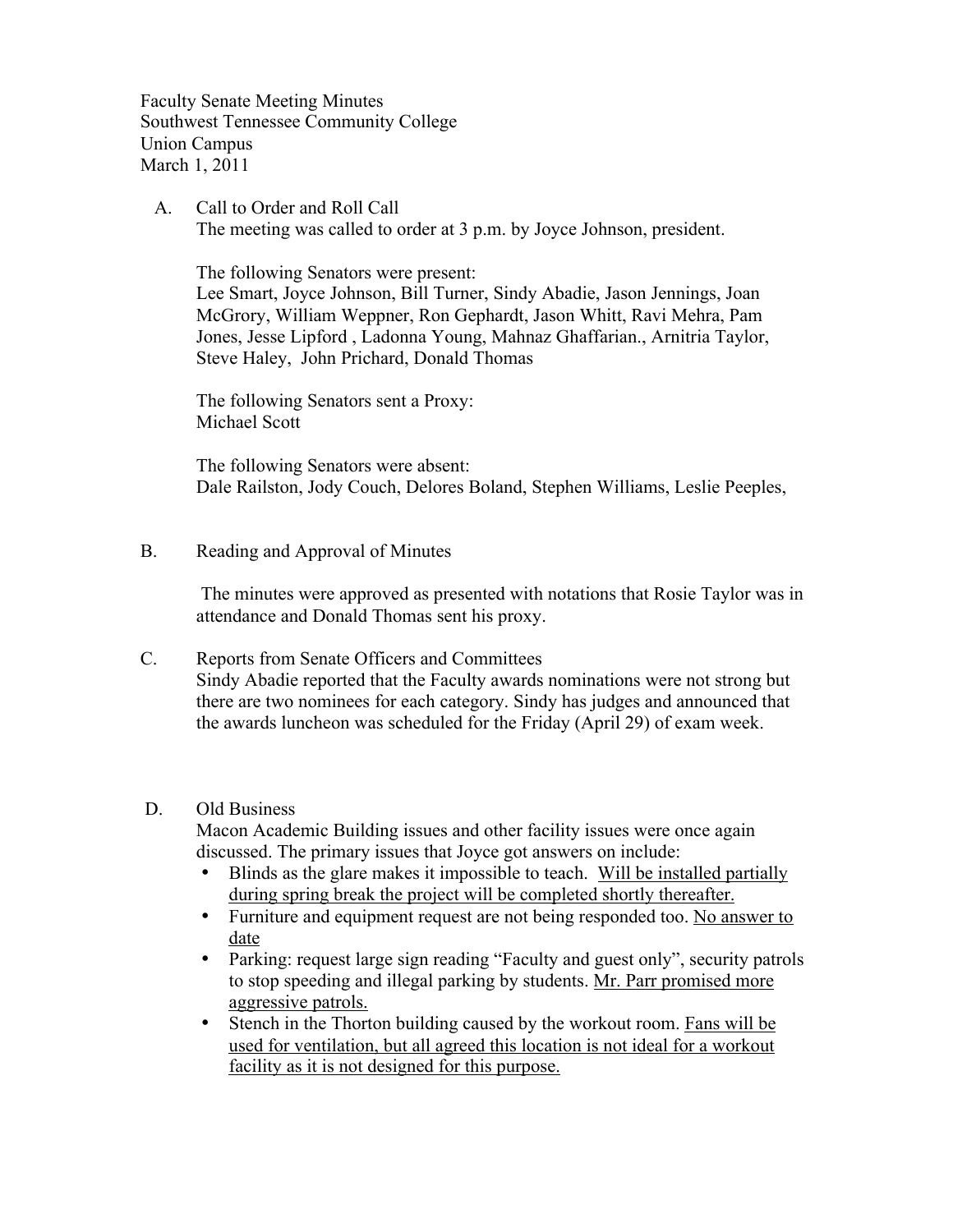Faculty Senate Meeting Minutes
Southwest Tennessee Community College
Union Campus
March 1, 2011

A. Call to Order and Roll Call

The meeting was called to order at 3 p.m. by Joyce Johnson, president.

The following Senators were present:
Lee Smart, Joyce Johnson, Bill Turner, Sindy Abadie, Jason Jennings, Joan McGrory, William Weppner, Ron Gephardt, Jason Whitt, Ravi Mehra, Pam Jones, Jesse Lipford , Ladonna Young, Mahnaz Ghaffarian., Arnitria Taylor, Steve Haley, John Prichard, Donald Thomas

The following Senators sent a Proxy:
Michael Scott

The following Senators were absent:
Dale Railston, Jody Couch, Delores Boland, Stephen Williams, Leslie Peeples,

B. Reading and Approval of Minutes

The minutes were approved as presented with notations that Rosie Taylor was in attendance and Donald Thomas sent his proxy.

C. Reports from Senate Officers and Committees

Sindy Abadie reported that the Faculty awards nominations were not strong but there are two nominees for each category. Sindy has judges and announced that the awards luncheon was scheduled for the Friday (April 29) of exam week.

D. Old Business

Macon Academic Building issues and other facility issues were once again discussed. The primary issues that Joyce got answers on include:

- Blinds as the glare makes it impossible to teach. <u>Will be installed partially during spring break the project will be completed shortly thereafter.</u>
- Furniture and equipment request are not being responded too. <u>No answer to date</u>
- Parking: request large sign reading "Faculty and guest only", security patrols to stop speeding and illegal parking by students. <u>Mr. Parr promised more aggressive patrols.</u>
- Stench in the Thorton building caused by the workout room. <u>Fans will be used for ventilation, but all agreed this location is not ideal for a workout facility as it is not designed for this purpose.</u>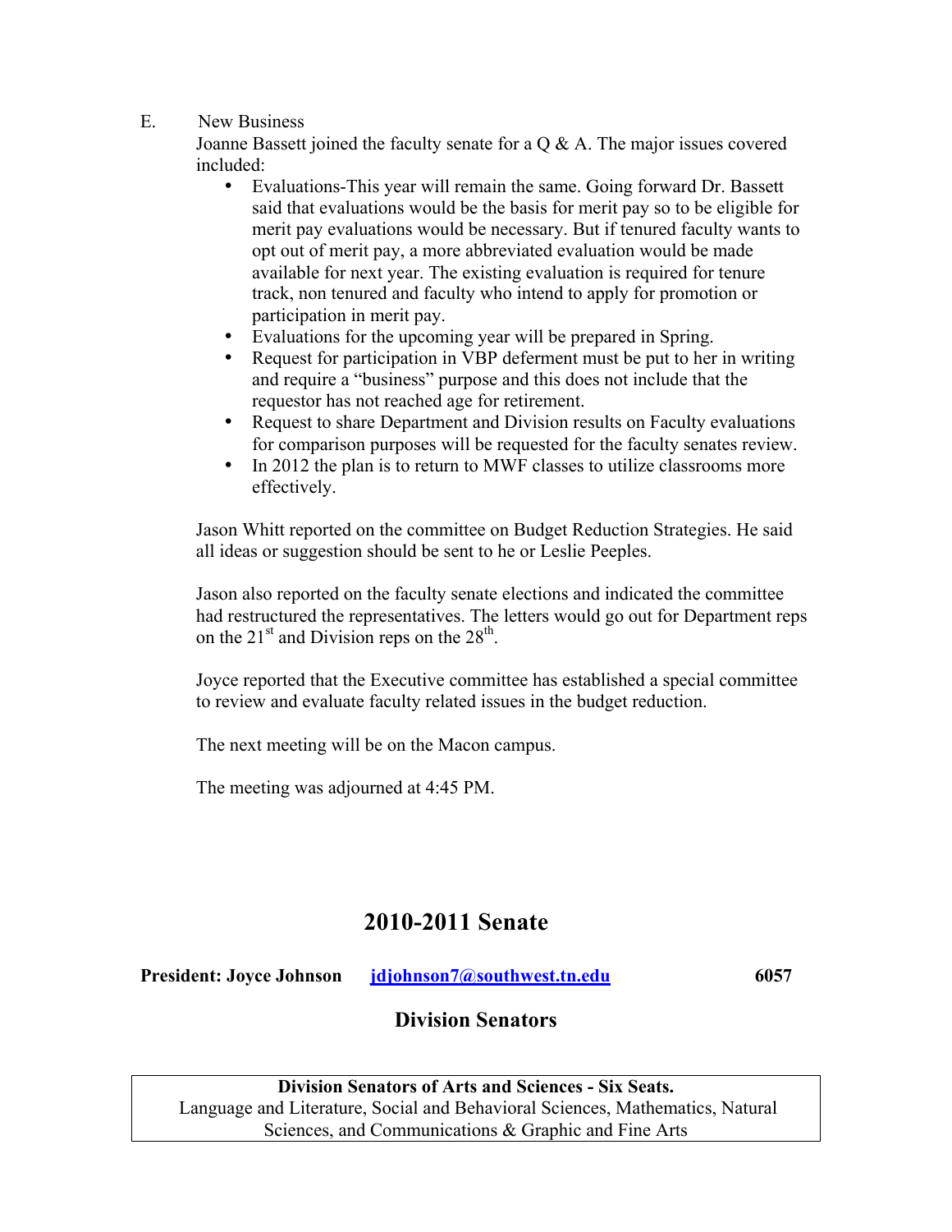E. New Business

Joanne Bassett joined the faculty senate for a Q & A. The major issues covered included:

- Evaluations-This year will remain the same. Going forward Dr. Bassett said that evaluations would be the basis for merit pay so to be eligible for merit pay evaluations would be necessary. But if tenured faculty wants to opt out of merit pay, a more abbreviated evaluation would be made available for next year. The existing evaluation is required for tenure track, non tenured and faculty who intend to apply for promotion or participation in merit pay.
- Evaluations for the upcoming year will be prepared in Spring.
- Request for participation in VBP deferment must be put to her in writing and require a "business" purpose and this does not include that the requestor has not reached age for retirement.
- Request to share Department and Division results on Faculty evaluations for comparison purposes will be requested for the faculty senates review.
- In 2012 the plan is to return to MWF classes to utilize classrooms more effectively.

Jason Whitt reported on the committee on Budget Reduction Strategies. He said all ideas or suggestion should be sent to he or Leslie Peeples.

Jason also reported on the faculty senate elections and indicated the committee had restructured the representatives. The letters would go out for Department reps on the 21st and Division reps on the 28th.

Joyce reported that the Executive committee has established a special committee to review and evaluate faculty related issues in the budget reduction.

The next meeting will be on the Macon campus.

The meeting was adjourned at 4:45 PM.

# 2010-2011 Senate

**President: Joyce Johnson** **jdjohnson7@southwest.tn.edu** **6057**

## Division Senators

| **Division Senators of Arts and Sciences - Six Seats.**<br>Language and Literature, Social and Behavioral Sciences, Mathematics, Natural Sciences, and Communications & Graphic and Fine Arts |
|---|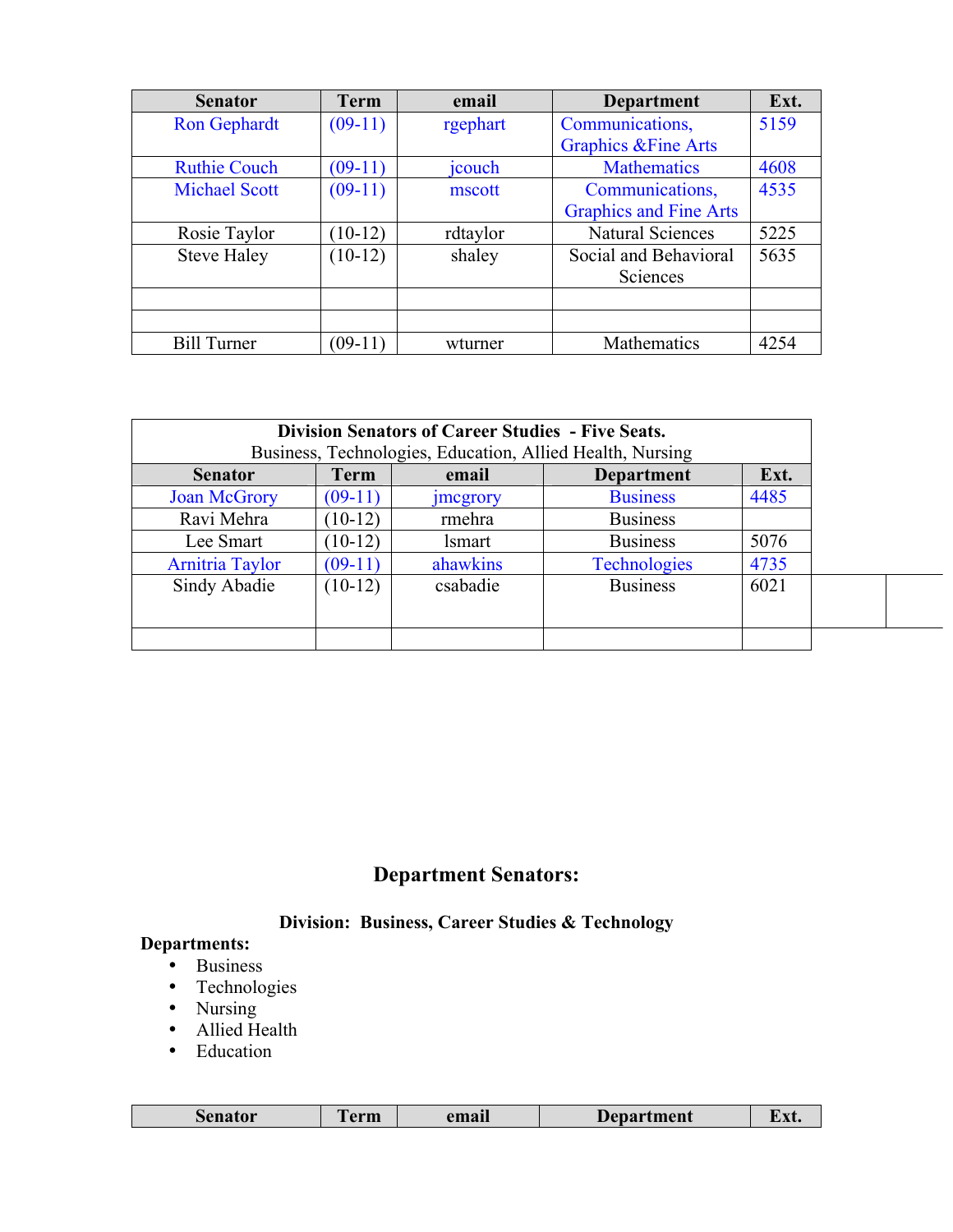| Senator | Term | email | Department | Ext. |
|---|---|---|---|---|
| Ron Gephardt | (09-11) | rgephart | Communications, Graphics &Fine Arts | 5159 |
| Ruthie Couch | (09-11) | jcouch | Mathematics | 4608 |
| Michael Scott | (09-11) | mscott | Communications, Graphics and Fine Arts | 4535 |
| Rosie Taylor | (10-12) | rdtaylor | Natural Sciences | 5225 |
| Steve Haley | (10-12) | shaley | Social and Behavioral Sciences | 5635 |
| | | | | |
| | | | | |
| Bill Turner | (09-11) | wturner | Mathematics | 4254 |

| **Division Senators of Career Studies - Five Seats.** Business, Technologies, Education, Allied Health, Nursing | | | | |
|---|---|---|---|---|
| **Senator** | **Term** | **email** | **Department** | **Ext.** |
| Joan McGrory | (09-11) | jmcgrory | Business | 4485 |
| Ravi Mehra | (10-12) | rmehra | Business | |
| Lee Smart | (10-12) | lsmart | Business | 5076 |
| Arnitria Taylor | (09-11) | ahawkins | Technologies | 4735 |
| Sindy Abadie | (10-12) | csabadie | Business | 6021 |
| | | | | |

## Department Senators:

### Division: Business, Career Studies & Technology

**Departments:**

- Business
- Technologies
- Nursing
- Allied Health
- Education

| Senator | Term | email | Department | Ext. |
|---|---|---|---|---|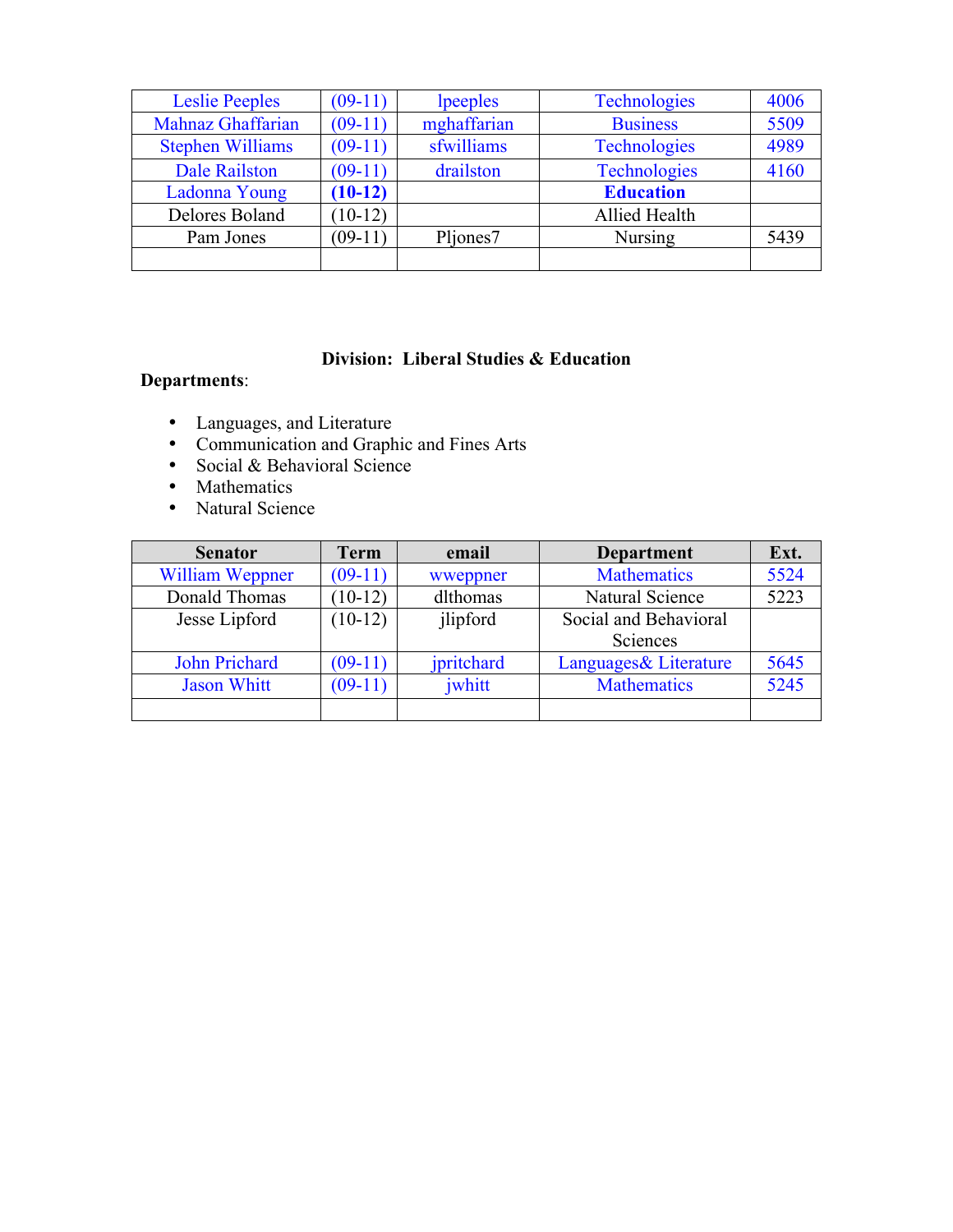| | | | | |
|---|---|---|---|---|
| Leslie Peeples | (09-11) | lpeeples | Technologies | 4006 |
| Mahnaz Ghaffarian | (09-11) | mghaffarian | Business | 5509 |
| Stephen Williams | (09-11) | sfwilliams | Technologies | 4989 |
| Dale Railston | (09-11) | drailston | Technologies | 4160 |
| Ladonna Young | **(10-12)** | | **Education** | |
| Delores Boland | (10-12) | | Allied Health | |
| Pam Jones | (09-11) | Pljones7 | Nursing | 5439 |
| | | | | |

**Division: Liberal Studies & Education**

**Departments**:

- Languages, and Literature
- Communication and Graphic and Fines Arts
- Social & Behavioral Science
- Mathematics
- Natural Science

| Senator | Term | email | Department | Ext. |
|---|---|---|---|---|
| William Weppner | (09-11) | wweppner | Mathematics | 5524 |
| Donald Thomas | (10-12) | dlthomas | Natural Science | 5223 |
| Jesse Lipford | (10-12) | jlipford | Social and Behavioral Sciences | |
| John Prichard | (09-11) | jpritchard | Languages& Literature | 5645 |
| Jason Whitt | (09-11) | jwhitt | Mathematics | 5245 |
| | | | | |